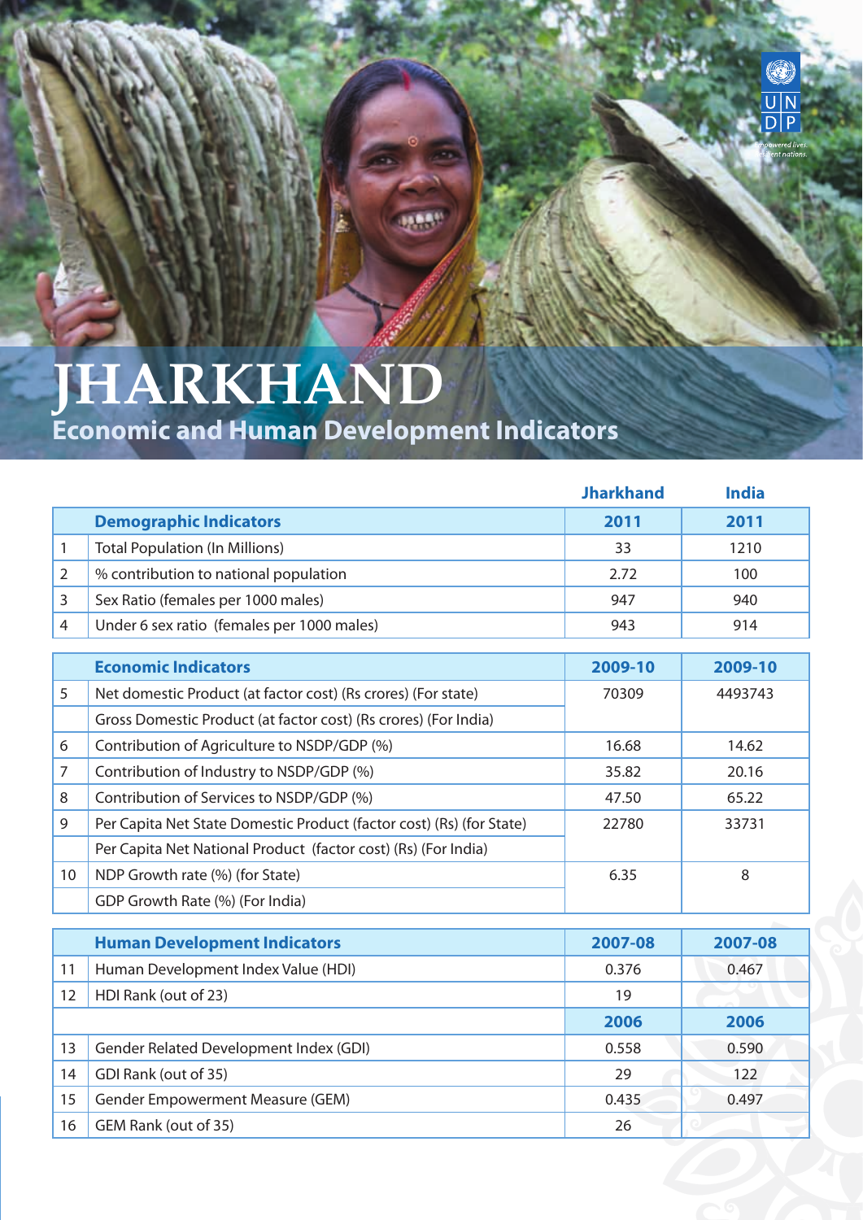# JHARKHAND

## Economic and Human Development Indicators

| | | Jharkhand | India |
|---|---|---|---|
| | **Demographic Indicators** | **2011** | **2011** |
| 1 | Total Population (In Millions) | 33 | 1210 |
| 2 | % contribution to national population | 2.72 | 100 |
| 3 | Sex Ratio (females per 1000 males) | 947 | 940 |
| 4 | Under 6 sex ratio (females per 1000 males) | 943 | 914 |
| | **Economic Indicators** | **2009-10** | **2009-10** |
| 5 | Net domestic Product (at factor cost) (Rs crores) (For state) | 70309 | 4493743 |
| | Gross Domestic Product (at factor cost) (Rs crores) (For India) | | |
| 6 | Contribution of Agriculture to NSDP/GDP (%) | 16.68 | 14.62 |
| 7 | Contribution of Industry to NSDP/GDP (%) | 35.82 | 20.16 |
| 8 | Contribution of Services to NSDP/GDP (%) | 47.50 | 65.22 |
| 9 | Per Capita Net State Domestic Product (factor cost) (Rs) (for State) | 22780 | 33731 |
| | Per Capita Net National Product (factor cost) (Rs) (For India) | | |
| 10 | NDP Growth rate (%) (for State) | 6.35 | 8 |
| | GDP Growth Rate (%) (For India) | | |
| | **Human Development Indicators** | **2007-08** | **2007-08** |
| 11 | Human Development Index Value (HDI) | 0.376 | 0.467 |
| 12 | HDI Rank (out of 23) | 19 | |
| | | **2006** | **2006** |
| 13 | Gender Related Development Index (GDI) | 0.558 | 0.590 |
| 14 | GDI Rank (out of 35) | 29 | 122 |
| 15 | Gender Empowerment Measure (GEM) | 0.435 | 0.497 |
| 16 | GEM Rank (out of 35) | 26 | |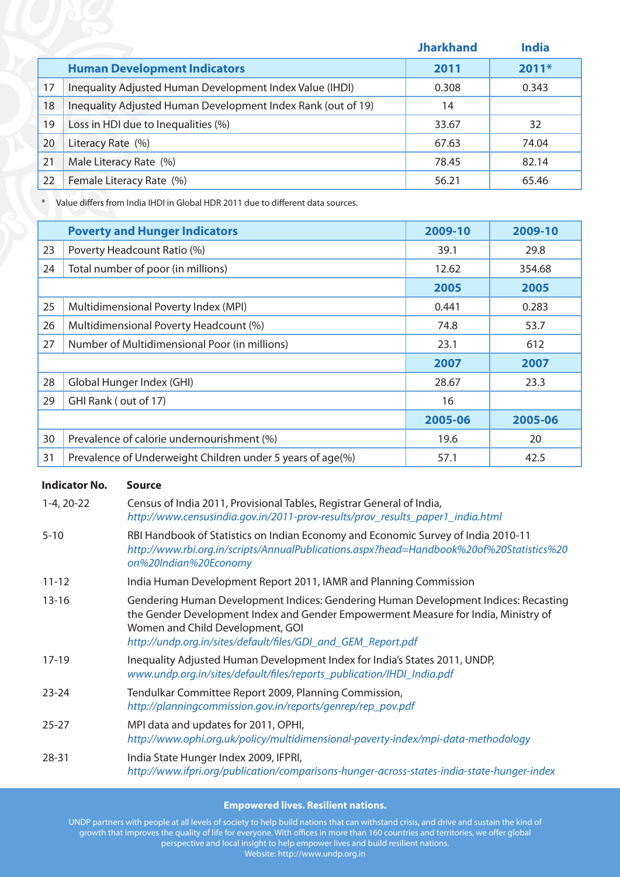| | | Jharkhand | India |
|---|---|---|---|
| | **Human Development Indicators** | **2011** | **2011*** |
| 17 | Inequality Adjusted Human Development Index Value (IHDI) | 0.308 | 0.343 |
| 18 | Inequality Adjusted Human Development Index Rank (out of 19) | 14 | |
| 19 | Loss in HDI due to Inequalities (%) | 33.67 | 32 |
| 20 | Literacy Rate (%) | 67.63 | 74.04 |
| 21 | Male Literacy Rate (%) | 78.45 | 82.14 |
| 22 | Female Literacy Rate (%) | 56.21 | 65.46 |

\* Value differs from India IHDI in Global HDR 2011 due to different data sources.

| | **Poverty and Hunger Indicators** | **2009-10** | **2009-10** |
|---|---|---|---|
| 23 | Poverty Headcount Ratio (%) | 39.1 | 29.8 |
| 24 | Total number of poor (in millions) | 12.62 | 354.68 |
| | | **2005** | **2005** |
| 25 | Multidimensional Poverty Index (MPI) | 0.441 | 0.283 |
| 26 | Multidimensional Poverty Headcount (%) | 74.8 | 53.7 |
| 27 | Number of Multidimensional Poor (in millions) | 23.1 | 612 |
| | | **2007** | **2007** |
| 28 | Global Hunger Index (GHI) | 28.67 | 23.3 |
| 29 | GHI Rank ( out of 17) | 16 | |
| | | **2005-06** | **2005-06** |
| 30 | Prevalence of calorie undernourishment (%) | 19.6 | 20 |
| 31 | Prevalence of Underweight Children under 5 years of age(%) | 57.1 | 42.5 |

| **Indicator No.** | **Source** |
|---|---|
| 1-4, 20-22 | Census of India 2011, Provisional Tables, Registrar General of India, *http://www.censusindia.gov.in/2011-prov-results/prov_results_paper1_india.html* |
| 5-10 | RBI Handbook of Statistics on Indian Economy and Economic Survey of India 2010-11 *http://www.rbi.org.in/scripts/AnnualPublications.aspx?head=Handbook%20of%20Statistics%20on%20Indian%20Economy* |
| 11-12 | India Human Development Report 2011, IAMR and Planning Commission |
| 13-16 | Gendering Human Development Indices: Gendering Human Development Indices: Recasting the Gender Development Index and Gender Empowerment Measure for India, Ministry of Women and Child Development, GOI *http://undp.org.in/sites/default/files/GDI_and_GEM_Report.pdf* |
| 17-19 | Inequality Adjusted Human Development Index for India's States 2011, UNDP, *www.undp.org.in/sites/default/files/reports_publication/IHDI_India.pdf* |
| 23-24 | Tendulkar Committee Report 2009, Planning Commission, *http://planningcommission.gov.in/reports/genrep/rep_pov.pdf* |
| 25-27 | MPI data and updates for 2011, OPHI, *http://www.ophi.org.uk/policy/multidimensional-poverty-index/mpi-data-methodology* |
| 28-31 | India State Hunger Index 2009, IFPRI, *http://www.ifpri.org/publication/comparisons-hunger-across-states-india-state-hunger-index* |

**Empowered lives. Resilient nations.**

UNDP partners with people at all levels of society to help build nations that can withstand crisis, and drive and sustain the kind of growth that improves the quality of life for everyone. With offices in more than 160 countries and territories, we offer global perspective and local insight to help empower lives and build resilient nations.
Website: http://www.undp.org.in